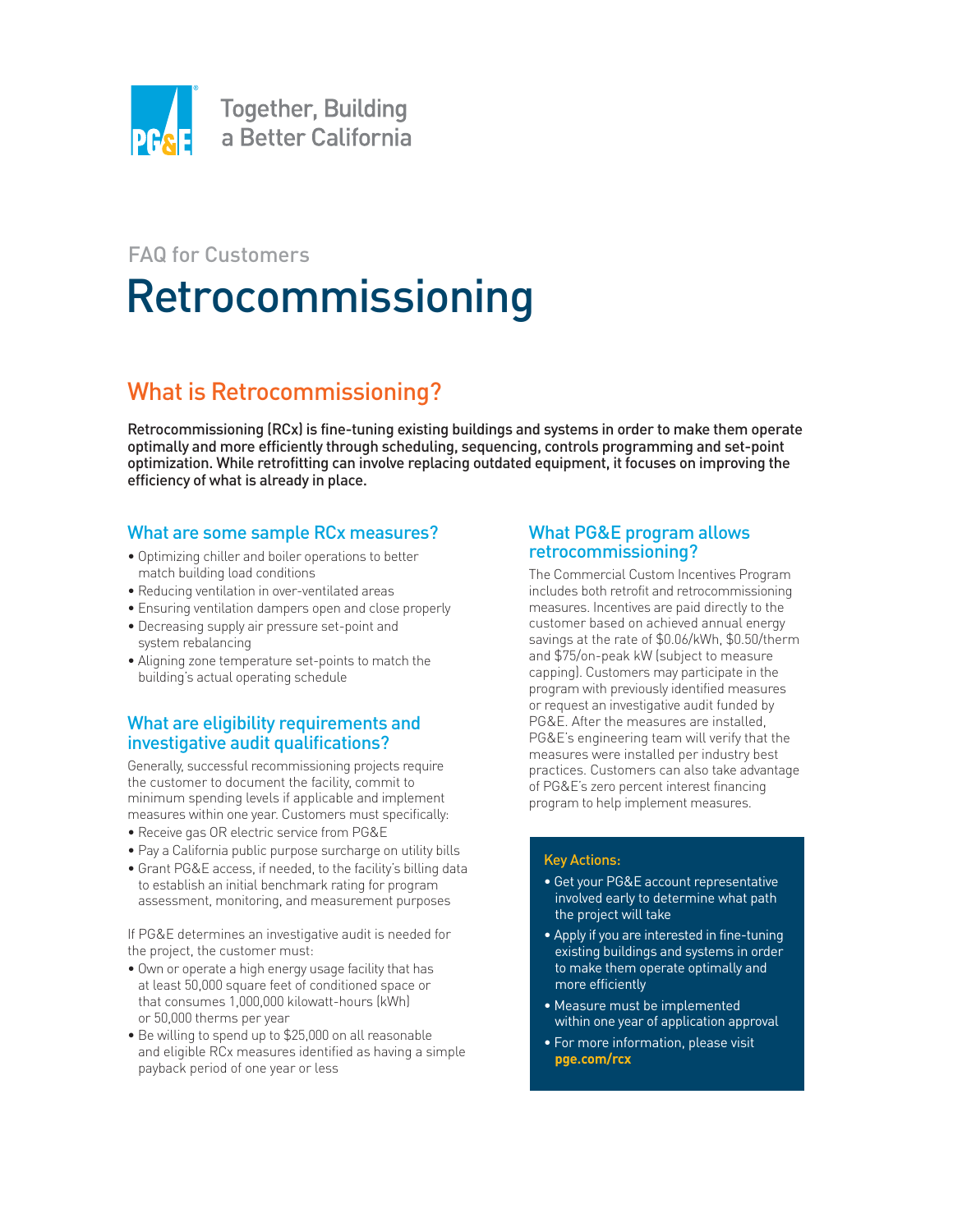Together, Building a Better California

FAQ for Customers

# Retrocommissioning

## What is Retrocommissioning?

**Retrocommissioning (RCx) is fine-tuning existing buildings and systems in order to make them operate optimally and more efficiently through scheduling, sequencing, controls programming and set-point optimization. While retrofitting can involve replacing outdated equipment, it focuses on improving the efficiency of what is already in place.**

### What are some sample RCx measures?

- Optimizing chiller and boiler operations to better match building load conditions
- Reducing ventilation in over-ventilated areas
- Ensuring ventilation dampers open and close properly
- Decreasing supply air pressure set-point and system rebalancing
- Aligning zone temperature set-points to match the building's actual operating schedule

### What are eligibility requirements and investigative audit qualifications?

Generally, successful recommissioning projects require the customer to document the facility, commit to minimum spending levels if applicable and implement measures within one year. Customers must specifically:

- Receive gas OR electric service from PG&E
- Pay a California public purpose surcharge on utility bills
- Grant PG&E access, if needed, to the facility's billing data to establish an initial benchmark rating for program assessment, monitoring, and measurement purposes

If PG&E determines an investigative audit is needed for the project, the customer must:

- Own or operate a high energy usage facility that has at least 50,000 square feet of conditioned space or that consumes 1,000,000 kilowatt-hours (kWh) or 50,000 therms per year
- Be willing to spend up to $25,000 on all reasonable and eligible RCx measures identified as having a simple payback period of one year or less

### What PG&E program allows retrocommissioning?

The Commercial Custom Incentives Program includes both retrofit and retrocommissioning measures. Incentives are paid directly to the customer based on achieved annual energy savings at the rate of $0.06/kWh, $0.50/therm and $75/on-peak kW (subject to measure capping). Customers may participate in the program with previously identified measures or request an investigative audit funded by PG&E. After the measures are installed, PG&E's engineering team will verify that the measures were installed per industry best practices. Customers can also take advantage of PG&E's zero percent interest financing program to help implement measures.

**Key Actions:**

- Get your PG&E account representative involved early to determine what path the project will take
- Apply if you are interested in fine-tuning existing buildings and systems in order to make them operate optimally and more efficiently
- Measure must be implemented within one year of application approval
- For more information, please visit **pge.com/rcx**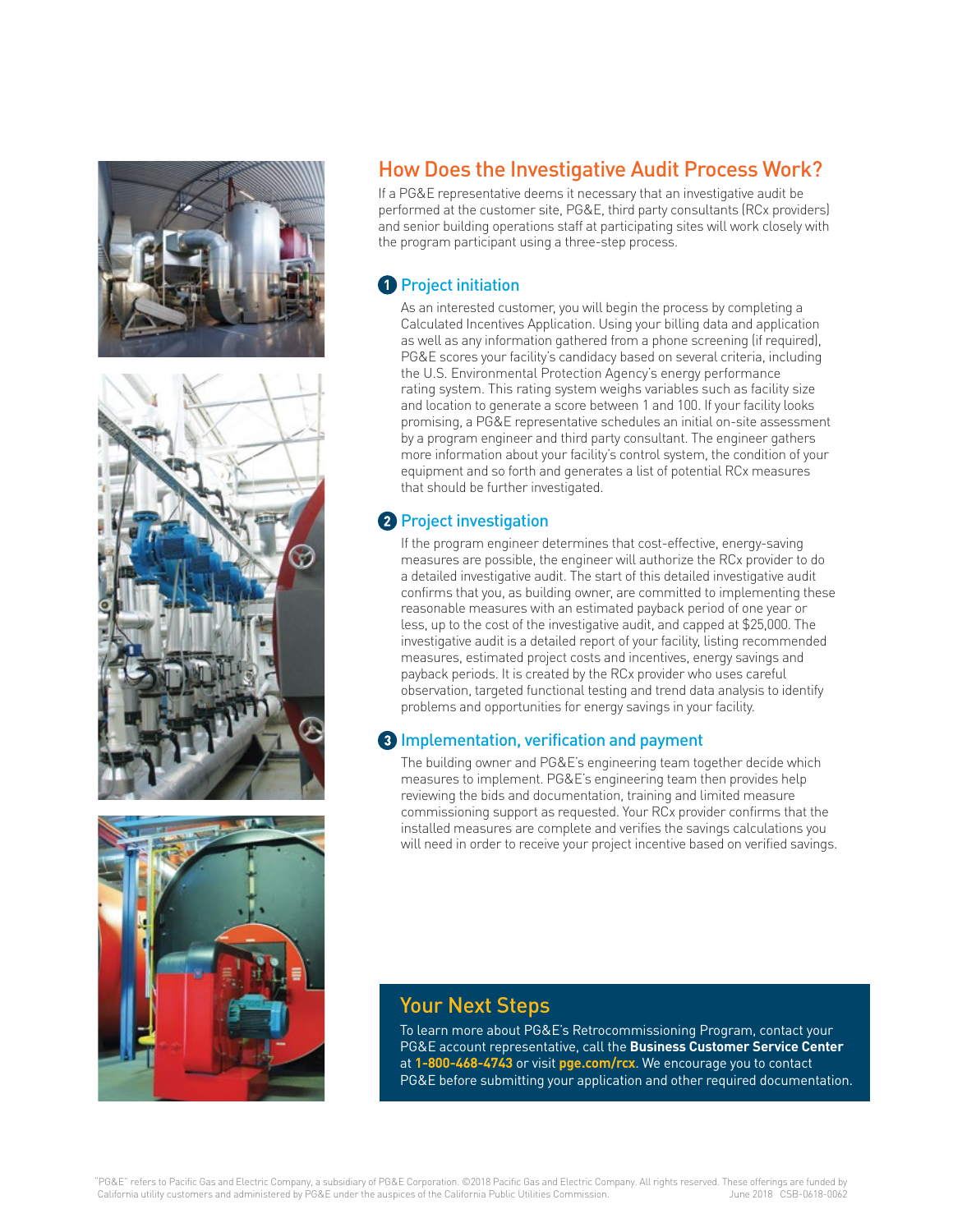## How Does the Investigative Audit Process Work?

If a PG&E representative deems it necessary that an investigative audit be performed at the customer site, PG&E, third party consultants (RCx providers) and senior building operations staff at participating sites will work closely with the program participant using a three-step process.

### 1 Project initiation

As an interested customer, you will begin the process by completing a Calculated Incentives Application. Using your billing data and application as well as any information gathered from a phone screening (if required), PG&E scores your facility's candidacy based on several criteria, including the U.S. Environmental Protection Agency's energy performance rating system. This rating system weighs variables such as facility size and location to generate a score between 1 and 100. If your facility looks promising, a PG&E representative schedules an initial on-site assessment by a program engineer and third party consultant. The engineer gathers more information about your facility's control system, the condition of your equipment and so forth and generates a list of potential RCx measures that should be further investigated.

### 2 Project investigation

If the program engineer determines that cost-effective, energy-saving measures are possible, the engineer will authorize the RCx provider to do a detailed investigative audit. The start of this detailed investigative audit confirms that you, as building owner, are committed to implementing these reasonable measures with an estimated payback period of one year or less, up to the cost of the investigative audit, and capped at $25,000. The investigative audit is a detailed report of your facility, listing recommended measures, estimated project costs and incentives, energy savings and payback periods. It is created by the RCx provider who uses careful observation, targeted functional testing and trend data analysis to identify problems and opportunities for energy savings in your facility.

### 3 Implementation, verification and payment

The building owner and PG&E's engineering team together decide which measures to implement. PG&E's engineering team then provides help reviewing the bids and documentation, training and limited measure commissioning support as requested. Your RCx provider confirms that the installed measures are complete and verifies the savings calculations you will need in order to receive your project incentive based on verified savings.

## Your Next Steps

To learn more about PG&E's Retrocommissioning Program, contact your PG&E account representative, call the **Business Customer Service Center** at **1-800-468-4743** or visit **pge.com/rcx**. We encourage you to contact PG&E before submitting your application and other required documentation.

"PG&E" refers to Pacific Gas and Electric Company, a subsidiary of PG&E Corporation. ©2018 Pacific Gas and Electric Company. All rights reserved. These offerings are funded by California utility customers and administered by PG&E under the auspices of the California Public Utilities Commission. June 2018 CSB-0618-0062